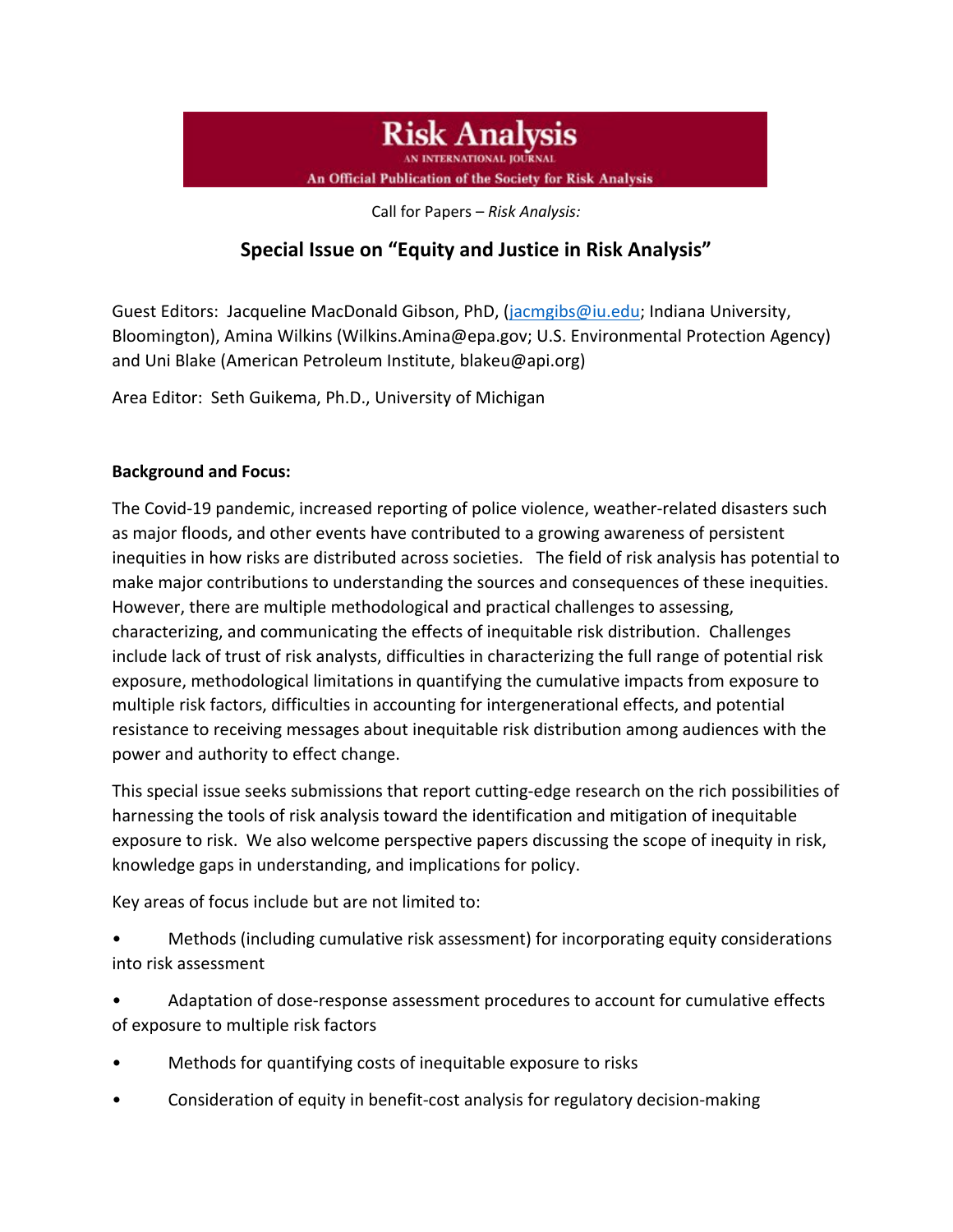# Risk Analysis

AN INTERNATIONAL JOURNAL

An Official Publication of the Society for Risk Analysis

Call for Papers – *Risk Analysis:*

## Special Issue on "Equity and Justice in Risk Analysis"

Guest Editors: Jacqueline MacDonald Gibson, PhD, (jacmgibs@iu.edu; Indiana University, Bloomington), Amina Wilkins (Wilkins.Amina@epa.gov; U.S. Environmental Protection Agency) and Uni Blake (American Petroleum Institute, blakeu@api.org)

Area Editor: Seth Guikema, Ph.D., University of Michigan

**Background and Focus:**

The Covid-19 pandemic, increased reporting of police violence, weather-related disasters such as major floods, and other events have contributed to a growing awareness of persistent inequities in how risks are distributed across societies. The field of risk analysis has potential to make major contributions to understanding the sources and consequences of these inequities. However, there are multiple methodological and practical challenges to assessing, characterizing, and communicating the effects of inequitable risk distribution. Challenges include lack of trust of risk analysts, difficulties in characterizing the full range of potential risk exposure, methodological limitations in quantifying the cumulative impacts from exposure to multiple risk factors, difficulties in accounting for intergenerational effects, and potential resistance to receiving messages about inequitable risk distribution among audiences with the power and authority to effect change.

This special issue seeks submissions that report cutting-edge research on the rich possibilities of harnessing the tools of risk analysis toward the identification and mitigation of inequitable exposure to risk. We also welcome perspective papers discussing the scope of inequity in risk, knowledge gaps in understanding, and implications for policy.

Key areas of focus include but are not limited to:

- Methods (including cumulative risk assessment) for incorporating equity considerations into risk assessment
- Adaptation of dose-response assessment procedures to account for cumulative effects of exposure to multiple risk factors
- Methods for quantifying costs of inequitable exposure to risks
- Consideration of equity in benefit-cost analysis for regulatory decision-making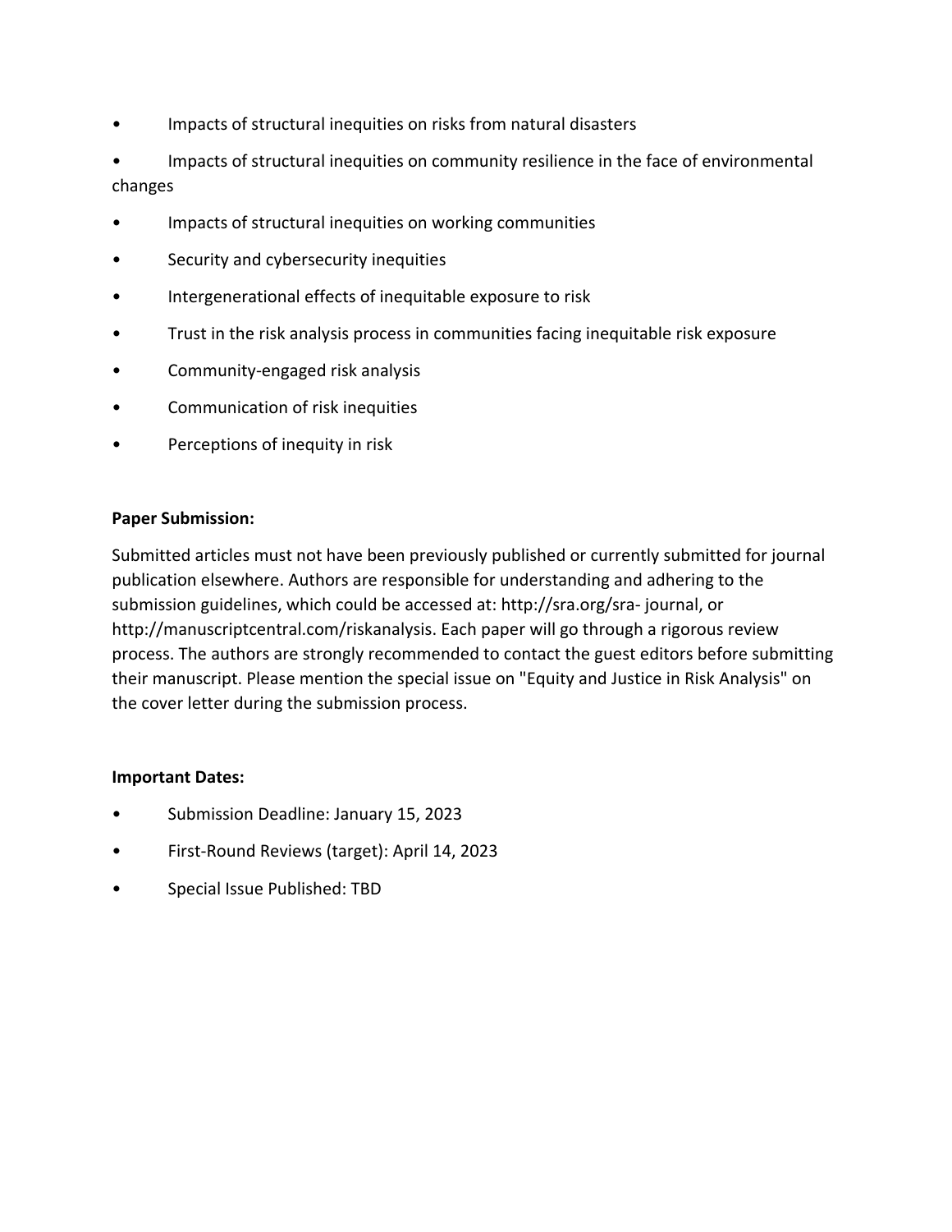- Impacts of structural inequities on risks from natural disasters
- Impacts of structural inequities on community resilience in the face of environmental changes
- Impacts of structural inequities on working communities
- Security and cybersecurity inequities
- Intergenerational effects of inequitable exposure to risk
- Trust in the risk analysis process in communities facing inequitable risk exposure
- Community-engaged risk analysis
- Communication of risk inequities
- Perceptions of inequity in risk

**Paper Submission:**

Submitted articles must not have been previously published or currently submitted for journal publication elsewhere. Authors are responsible for understanding and adhering to the submission guidelines, which could be accessed at: http://sra.org/sra- journal, or http://manuscriptcentral.com/riskanalysis. Each paper will go through a rigorous review process. The authors are strongly recommended to contact the guest editors before submitting their manuscript. Please mention the special issue on "Equity and Justice in Risk Analysis" on the cover letter during the submission process.

**Important Dates:**

- Submission Deadline: January 15, 2023
- First-Round Reviews (target): April 14, 2023
- Special Issue Published: TBD